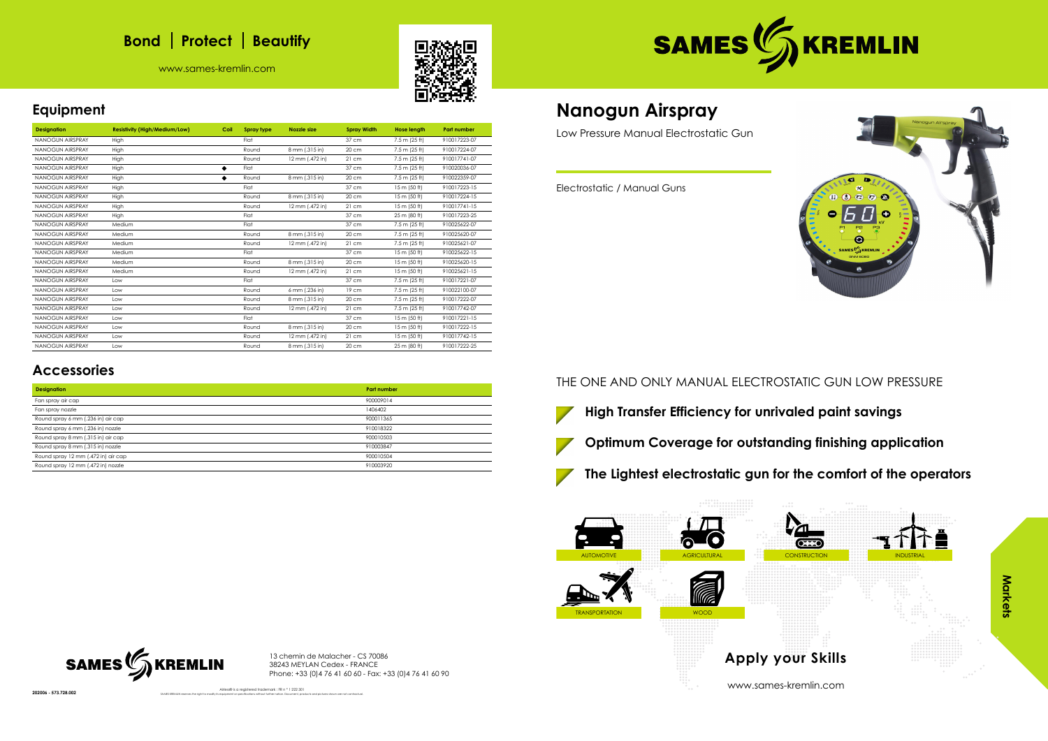Bond | Protect | Beautify

www.sames-kremlin.com

## Equipment

| Designation | Resistivity (High/Medium/Low) | Coil | Spray type | Nozzle size | Spray Width | Hose length | Part number |
|---|---|---|---|---|---|---|---|
| NANOGUN AIRSPRAY | High | | Flat | | 37 cm | 7.5 m (25 ft) | 910017223-07 |
| NANOGUN AIRSPRAY | High | | Round | 8 mm (.315 in) | 20 cm | 7.5 m (25 ft) | 910017224-07 |
| NANOGUN AIRSPRAY | High | | Round | 12 mm (.472 in) | 21 cm | 7.5 m (25 ft) | 910017741-07 |
| NANOGUN AIRSPRAY | High | ◆ | Flat | | 37 cm | 7.5 m (25 ft) | 910020036-07 |
| NANOGUN AIRSPRAY | High | ◆ | Round | 8 mm (.315 in) | 20 cm | 7.5 m (25 ft) | 910022359-07 |
| NANOGUN AIRSPRAY | High | | Flat | | 37 cm | 15 m (50 ft) | 910017223-15 |
| NANOGUN AIRSPRAY | High | | Round | 8 mm (.315 in) | 20 cm | 15 m (50 ft) | 910017224-15 |
| NANOGUN AIRSPRAY | High | | Round | 12 mm (.472 in) | 21 cm | 15 m (50 ft) | 910017741-15 |
| NANOGUN AIRSPRAY | High | | Flat | | 37 cm | 25 m (80 ft) | 910017223-25 |
| NANOGUN AIRSPRAY | Medium | | Flat | | 37 cm | 7.5 m (25 ft) | 910025622-07 |
| NANOGUN AIRSPRAY | Medium | | Round | 8 mm (.315 in) | 20 cm | 7.5 m (25 ft) | 910025620-07 |
| NANOGUN AIRSPRAY | Medium | | Round | 12 mm (.472 in) | 21 cm | 7.5 m (25 ft) | 910025621-07 |
| NANOGUN AIRSPRAY | Medium | | Flat | | 37 cm | 15 m (50 ft) | 910025622-15 |
| NANOGUN AIRSPRAY | Medium | | Round | 8 mm (.315 in) | 20 cm | 15 m (50 ft) | 910025620-15 |
| NANOGUN AIRSPRAY | Medium | | Round | 12 mm (.472 in) | 21 cm | 15 m (50 ft) | 910025621-15 |
| NANOGUN AIRSPRAY | Low | | Flat | | 37 cm | 7.5 m (25 ft) | 910017221-07 |
| NANOGUN AIRSPRAY | Low | | Round | 6 mm (.236 in) | 19 cm | 7.5 m (25 ft) | 910022100-07 |
| NANOGUN AIRSPRAY | Low | | Round | 8 mm (.315 in) | 20 cm | 7.5 m (25 ft) | 910017222-07 |
| NANOGUN AIRSPRAY | Low | | Round | 12 mm (.472 in) | 21 cm | 7.5 m (25 ft) | 910017742-07 |
| NANOGUN AIRSPRAY | Low | | Flat | | 37 cm | 15 m (50 ft) | 910017221-15 |
| NANOGUN AIRSPRAY | Low | | Round | 8 mm (.315 in) | 20 cm | 15 m (50 ft) | 910017222-15 |
| NANOGUN AIRSPRAY | Low | | Round | 12 mm (.472 in) | 21 cm | 15 m (50 ft) | 910017742-15 |
| NANOGUN AIRSPRAY | Low | | Round | 8 mm (.315 in) | 20 cm | 25 m (80 ft) | 910017222-25 |

## Accessories

| Designation | Part number |
|---|---|
| Fan spray air cap | 900009014 |
| Fan spray nozzle | 1406402 |
| Round spray 6 mm (.236 in) air cap | 900011365 |
| Round spray 6 mm (.236 in) nozzle | 910018322 |
| Round spray 8 mm (.315 in) air cap | 900010503 |
| Round spray 8 mm (.315 in) nozzle | 910003847 |
| Round spray 12 mm (.472 in) air cap | 900010504 |
| Round spray 12 mm (.472 in) nozzle | 910003920 |

SAMES KREMLIN

13 chemin de Malacher - CS 70086
38243 MEYLAN Cedex - FRANCE
Phone: +33 (0)4 76 41 60 60 - Fax: +33 (0)4 76 41 60 90

Airless® is a registered trademark : FR n ° 1 222 301

SAMES KREMLIN reserves the right to modify its equipment or specifications without further notice. Document, products and pictures shown are not contractual.

202006 - 573.728.002

SAMES KREMLIN

# Nanogun Airspray

Low Pressure Manual Electrostatic Gun

Electrostatic / Manual Guns

THE ONE AND ONLY MANUAL ELECTROSTATIC GUN LOW PRESSURE

- **High Transfer Efficiency for unrivaled paint savings**
- **Optimum Coverage for outstanding finishing application**
- **The Lightest electrostatic gun for the comfort of the operators**

**Markets**

AUTOMOTIVE | AGRICULTURAL | CONSTRUCTION | INDUSTRIAL | TRANSPORTATION | WOOD

## Apply your Skills

www.sames-kremlin.com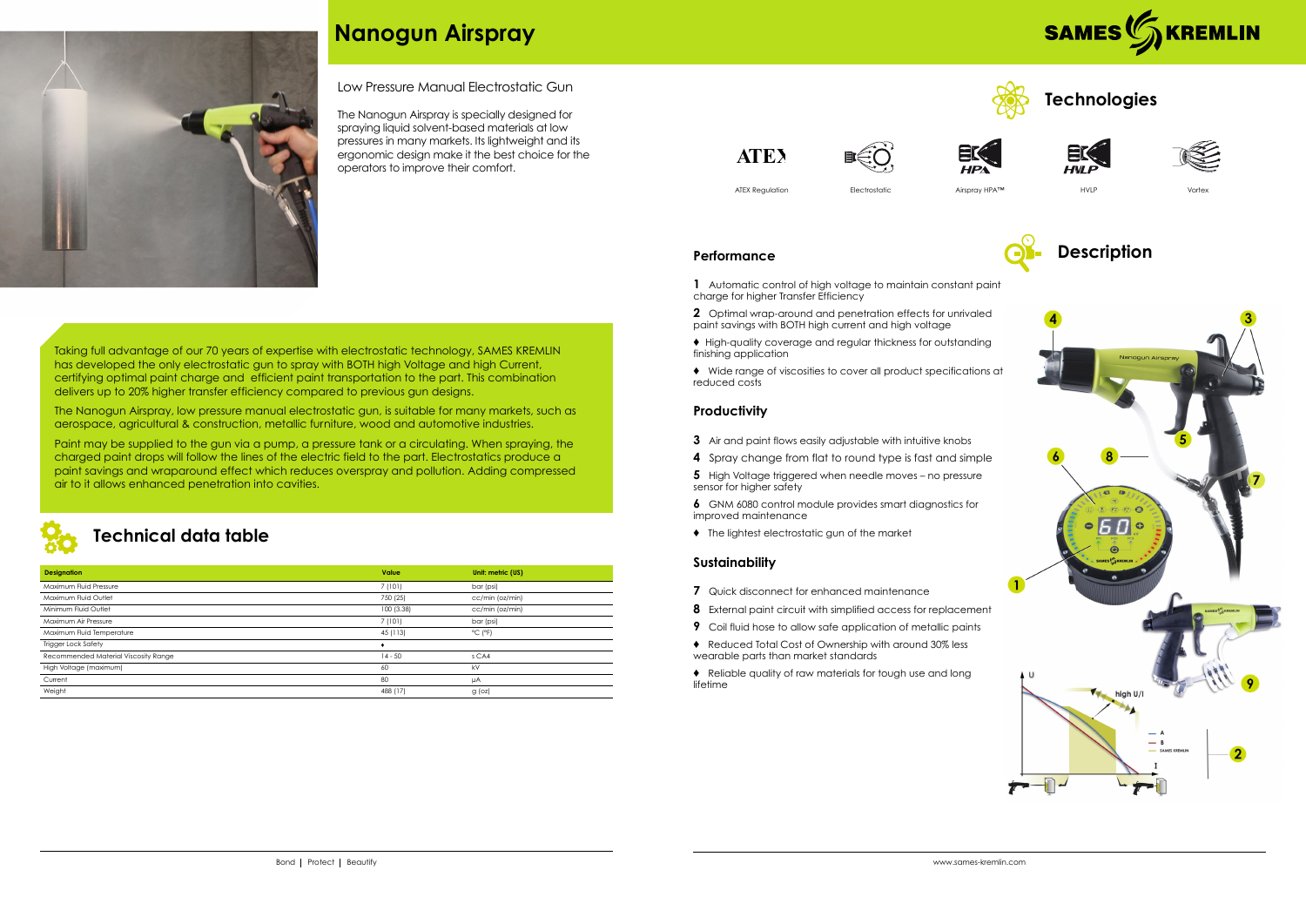# Nanogun Airspray

Low Pressure Manual Electrostatic Gun

The Nanogun Airspray is specially designed for spraying liquid solvent-based materials at low pressures in many markets. Its lightweight and its ergonomic design make it the best choice for the operators to improve their comfort.

## Technologies

ATEX Regulation

Electrostatic

Airspray HPA™

HVLP

Vortex

Taking full advantage of our 70 years of expertise with electrostatic technology, SAMES KREMLIN has developed the only electrostatic gun to spray with BOTH high Voltage and high Current, certifying optimal paint charge and efficient paint transportation to the part. This combination delivers up to 20% higher transfer efficiency compared to previous gun designs.

The Nanogun Airspray, low pressure manual electrostatic gun, is suitable for many markets, such as aerospace, agricultural & construction, metallic furniture, wood and automotive industries.

Paint may be supplied to the gun via a pump, a pressure tank or a circulating. When spraying, the charged paint drops will follow the lines of the electric field to the part. Electrostatics produce a paint savings and wraparound effect which reduces overspray and pollution. Adding compressed air to it allows enhanced penetration into cavities.

## Technical data table

| Designation | Value | Unit: metric (US) |
|---|---|---|
| Maximum Fluid Pressure | 7 (101) | bar (psi) |
| Maximum Fluid Outlet | 750 (25) | cc/min (oz/min) |
| Minimum Fluid Outlet | 100 (3.38) | cc/min (oz/min) |
| Maximum Air Pressure | 7 (101) | bar (psi) |
| Maximum Fluid Temperature | 45 (113) | °C (°F) |
| Trigger Lock Safety | ♦ | |
| Recommended Material Viscosity Range | 14 - 50 | s CA4 |
| High Voltage (maximum) | 60 | kV |
| Current | 80 | µA |
| Weight | 488 (17) | g (oz) |

## Description

### Performance

**1** Automatic control of high voltage to maintain constant paint charge for higher Transfer Efficiency

**2** Optimal wrap-around and penetration effects for unrivaled paint savings with BOTH high current and high voltage

♦ High-quality coverage and regular thickness for outstanding finishing application

♦ Wide range of viscosities to cover all product specifications at reduced costs

### Productivity

**3** Air and paint flows easily adjustable with intuitive knobs

**4** Spray change from flat to round type is fast and simple

**5** High Voltage triggered when needle moves – no pressure sensor for higher safety

**6** GNM 6080 control module provides smart diagnostics for improved maintenance

♦ The lightest electrostatic gun of the market

### Sustainability

**7** Quick disconnect for enhanced maintenance

**8** External paint circuit with simplified access for replacement

**9** Coil fluid hose to allow safe application of metallic paints

♦ Reduced Total Cost of Ownership with around 30% less wearable parts than market standards

♦ Reliable quality of raw materials for tough use and long lifetime

U

high U/I

A

B

SAMES KREMLIN

I

Bond | Protect | Beautify

www.sames-kremlin.com